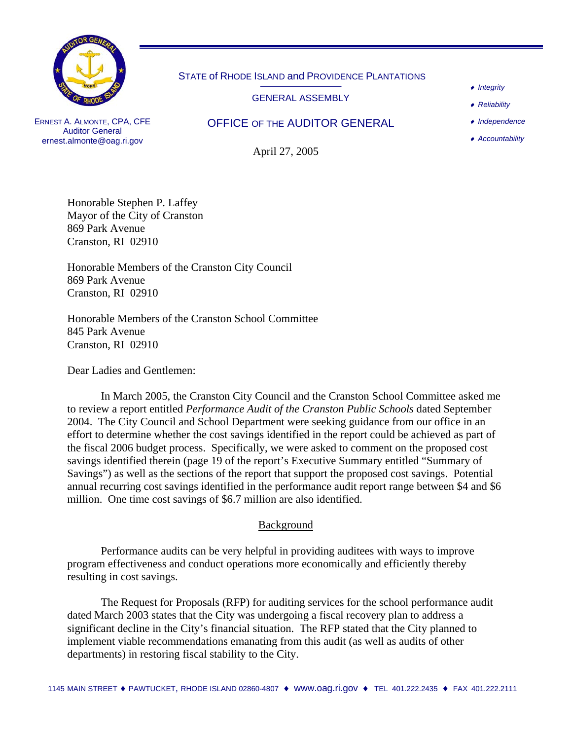STATE of RHODE ISLAND and PROVIDENCE PLANTATIONS

GENERAL ASSEMBLY

# OFFICE OF THE AUDITOR GENERAL

ERNEST A. ALMONTE, CPA, CFE
Auditor General
ernest.almonte@oag.ri.gov

- *Integrity*
- *Reliability*
- *Independence*
- *Accountability*

April 27, 2005

Honorable Stephen P. Laffey
Mayor of the City of Cranston
869 Park Avenue
Cranston, RI 02910

Honorable Members of the Cranston City Council
869 Park Avenue
Cranston, RI 02910

Honorable Members of the Cranston School Committee
845 Park Avenue
Cranston, RI 02910

Dear Ladies and Gentlemen:

In March 2005, the Cranston City Council and the Cranston School Committee asked me to review a report entitled *Performance Audit of the Cranston Public Schools* dated September 2004. The City Council and School Department were seeking guidance from our office in an effort to determine whether the cost savings identified in the report could be achieved as part of the fiscal 2006 budget process. Specifically, we were asked to comment on the proposed cost savings identified therein (page 19 of the report's Executive Summary entitled "Summary of Savings") as well as the sections of the report that support the proposed cost savings. Potential annual recurring cost savings identified in the performance audit report range between $4 and $6 million. One time cost savings of $6.7 million are also identified.

## Background

Performance audits can be very helpful in providing auditees with ways to improve program effectiveness and conduct operations more economically and efficiently thereby resulting in cost savings.

The Request for Proposals (RFP) for auditing services for the school performance audit dated March 2003 states that the City was undergoing a fiscal recovery plan to address a significant decline in the City's financial situation. The RFP stated that the City planned to implement viable recommendations emanating from this audit (as well as audits of other departments) in restoring fiscal stability to the City.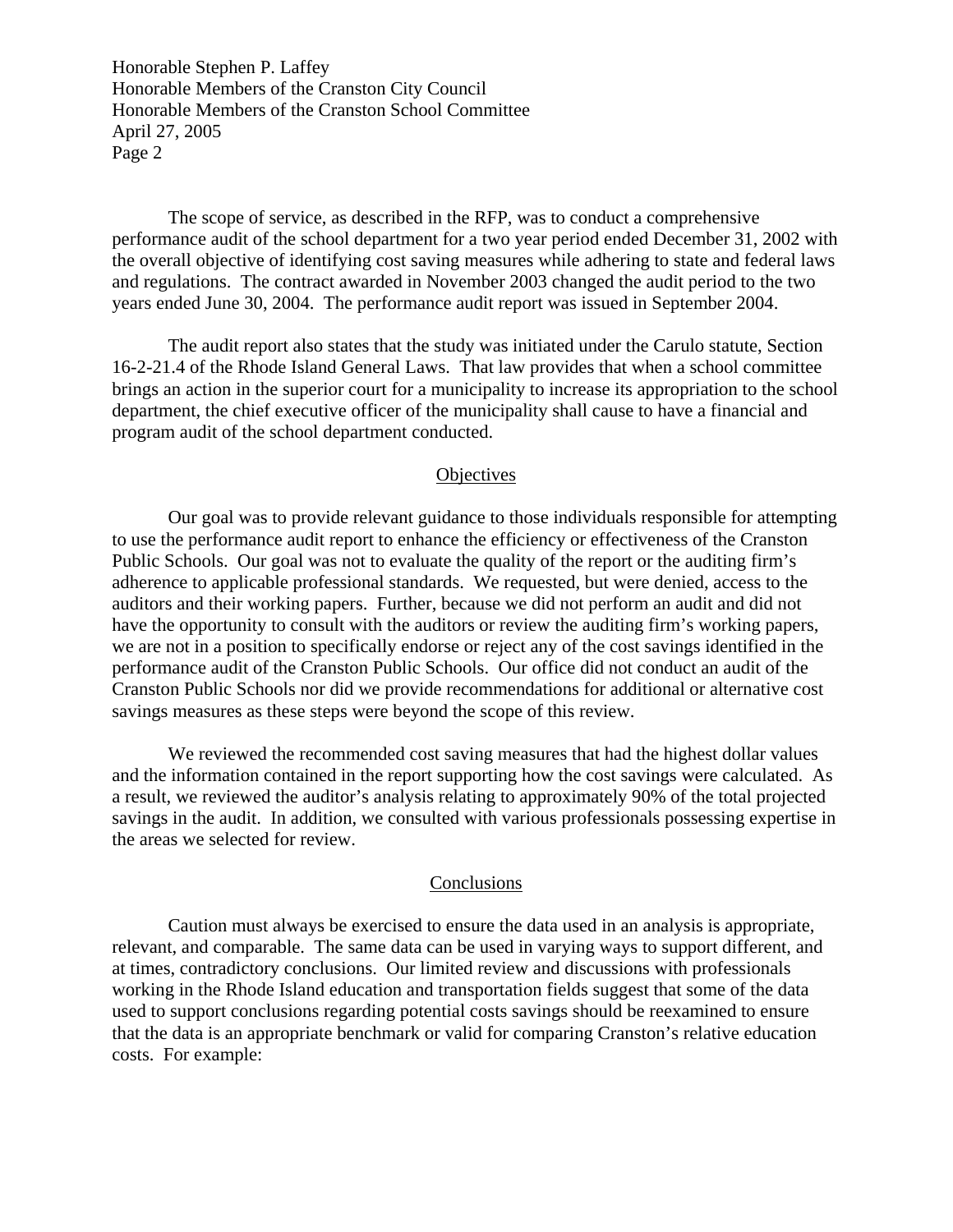The scope of service, as described in the RFP, was to conduct a comprehensive performance audit of the school department for a two year period ended December 31, 2002 with the overall objective of identifying cost saving measures while adhering to state and federal laws and regulations. The contract awarded in November 2003 changed the audit period to the two years ended June 30, 2004. The performance audit report was issued in September 2004.

The audit report also states that the study was initiated under the Carulo statute, Section 16-2-21.4 of the Rhode Island General Laws. That law provides that when a school committee brings an action in the superior court for a municipality to increase its appropriation to the school department, the chief executive officer of the municipality shall cause to have a financial and program audit of the school department conducted.

## Objectives

Our goal was to provide relevant guidance to those individuals responsible for attempting to use the performance audit report to enhance the efficiency or effectiveness of the Cranston Public Schools. Our goal was not to evaluate the quality of the report or the auditing firm's adherence to applicable professional standards. We requested, but were denied, access to the auditors and their working papers. Further, because we did not perform an audit and did not have the opportunity to consult with the auditors or review the auditing firm's working papers, we are not in a position to specifically endorse or reject any of the cost savings identified in the performance audit of the Cranston Public Schools. Our office did not conduct an audit of the Cranston Public Schools nor did we provide recommendations for additional or alternative cost savings measures as these steps were beyond the scope of this review.

We reviewed the recommended cost saving measures that had the highest dollar values and the information contained in the report supporting how the cost savings were calculated. As a result, we reviewed the auditor's analysis relating to approximately 90% of the total projected savings in the audit. In addition, we consulted with various professionals possessing expertise in the areas we selected for review.

## Conclusions

Caution must always be exercised to ensure the data used in an analysis is appropriate, relevant, and comparable. The same data can be used in varying ways to support different, and at times, contradictory conclusions. Our limited review and discussions with professionals working in the Rhode Island education and transportation fields suggest that some of the data used to support conclusions regarding potential costs savings should be reexamined to ensure that the data is an appropriate benchmark or valid for comparing Cranston's relative education costs. For example: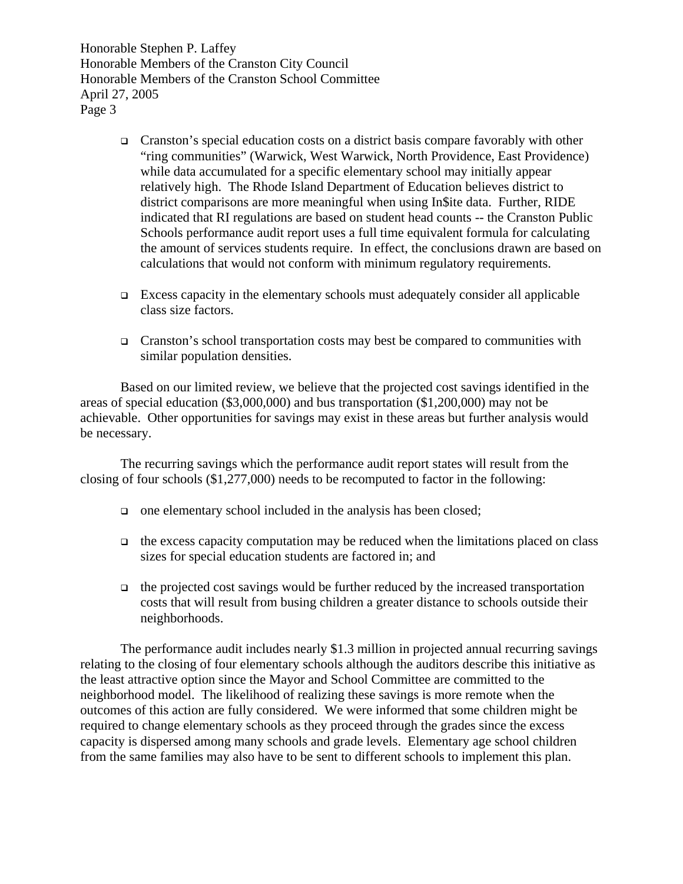- Cranston's special education costs on a district basis compare favorably with other "ring communities" (Warwick, West Warwick, North Providence, East Providence) while data accumulated for a specific elementary school may initially appear relatively high. The Rhode Island Department of Education believes district to district comparisons are more meaningful when using In$ite data. Further, RIDE indicated that RI regulations are based on student head counts -- the Cranston Public Schools performance audit report uses a full time equivalent formula for calculating the amount of services students require. In effect, the conclusions drawn are based on calculations that would not conform with minimum regulatory requirements.

- Excess capacity in the elementary schools must adequately consider all applicable class size factors.

- Cranston's school transportation costs may best be compared to communities with similar population densities.

Based on our limited review, we believe that the projected cost savings identified in the areas of special education ($3,000,000) and bus transportation ($1,200,000) may not be achievable. Other opportunities for savings may exist in these areas but further analysis would be necessary.

The recurring savings which the performance audit report states will result from the closing of four schools ($1,277,000) needs to be recomputed to factor in the following:

- one elementary school included in the analysis has been closed;

- the excess capacity computation may be reduced when the limitations placed on class sizes for special education students are factored in; and

- the projected cost savings would be further reduced by the increased transportation costs that will result from busing children a greater distance to schools outside their neighborhoods.

The performance audit includes nearly $1.3 million in projected annual recurring savings relating to the closing of four elementary schools although the auditors describe this initiative as the least attractive option since the Mayor and School Committee are committed to the neighborhood model. The likelihood of realizing these savings is more remote when the outcomes of this action are fully considered. We were informed that some children might be required to change elementary schools as they proceed through the grades since the excess capacity is dispersed among many schools and grade levels. Elementary age school children from the same families may also have to be sent to different schools to implement this plan.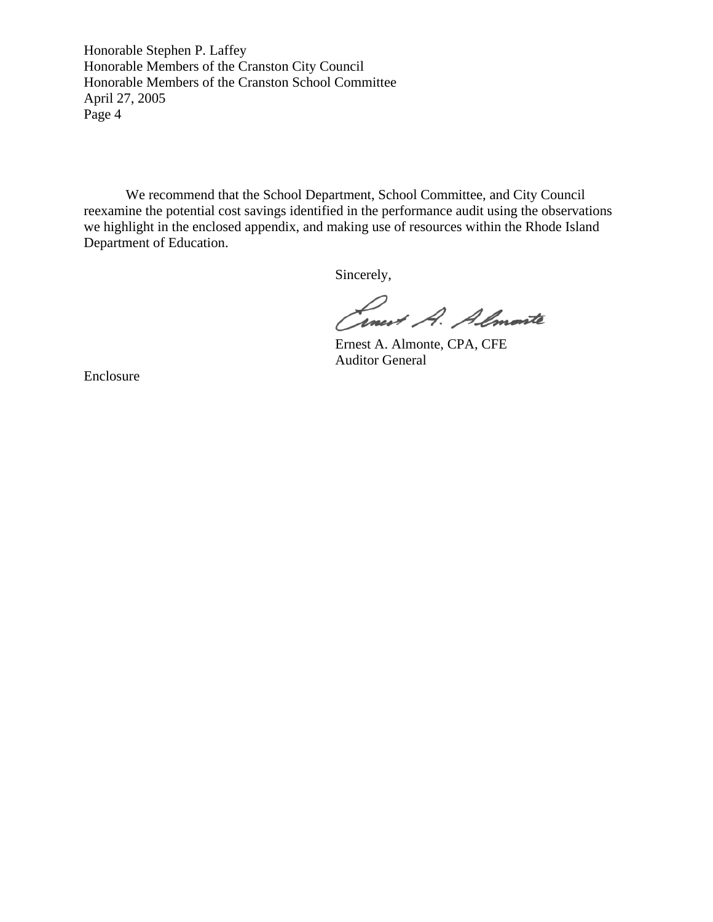Honorable Stephen P. Laffey
Honorable Members of the Cranston City Council
Honorable Members of the Cranston School Committee
April 27, 2005

We recommend that the School Department, School Committee, and City Council reexamine the potential cost savings identified in the performance audit using the observations we highlight in the enclosed appendix, and making use of resources within the Rhode Island Department of Education.

Sincerely,

Ernest A. Almonte, CPA, CFE
Auditor General

Enclosure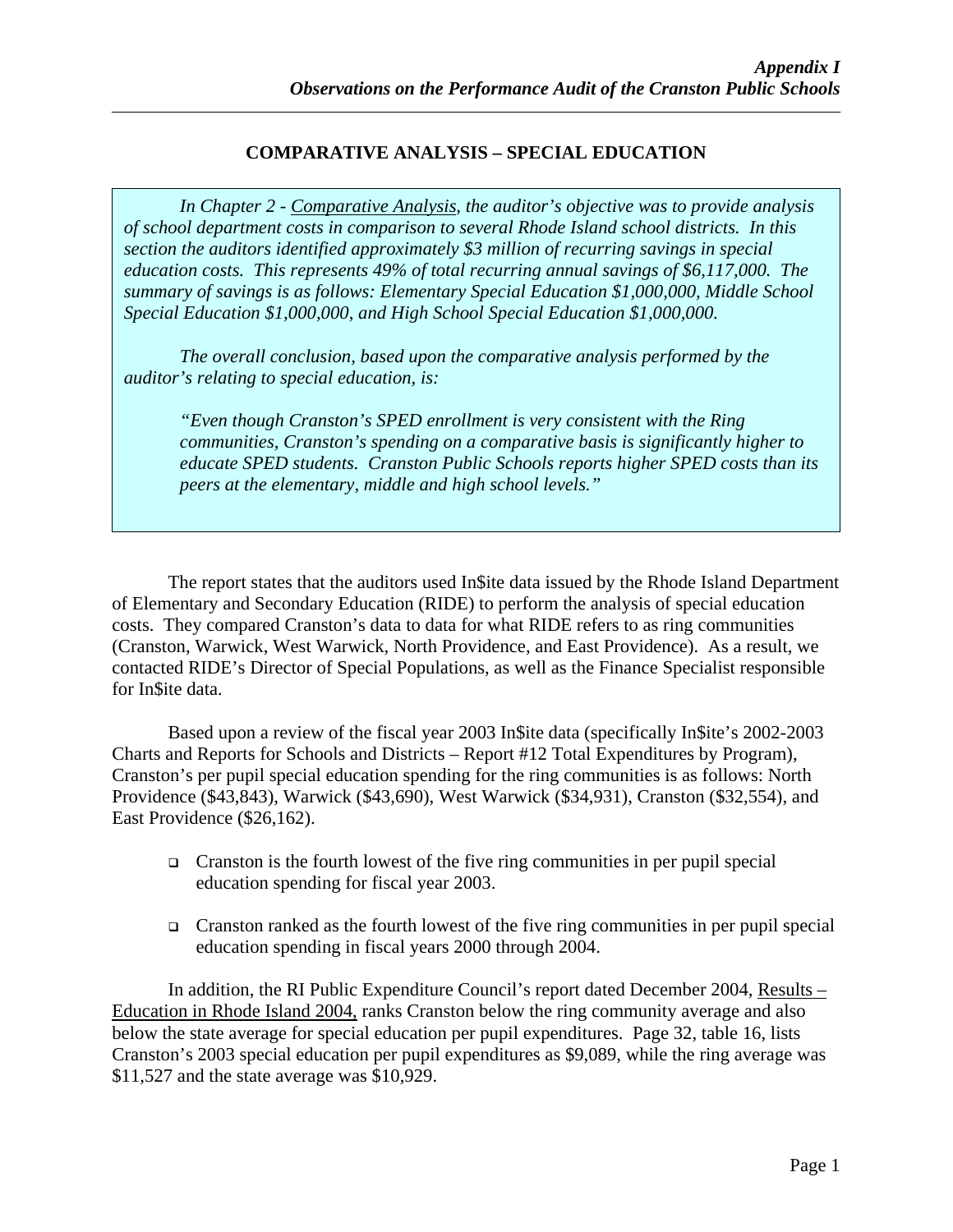## COMPARATIVE ANALYSIS – SPECIAL EDUCATION

*In Chapter 2 - Comparative Analysis, the auditor's objective was to provide analysis of school department costs in comparison to several Rhode Island school districts. In this section the auditors identified approximately $3 million of recurring savings in special education costs. This represents 49% of total recurring annual savings of $6,117,000. The summary of savings is as follows: Elementary Special Education $1,000,000, Middle School Special Education $1,000,000, and High School Special Education $1,000,000.*

*The overall conclusion, based upon the comparative analysis performed by the auditor's relating to special education, is:*

> *"Even though Cranston's SPED enrollment is very consistent with the Ring communities, Cranston's spending on a comparative basis is significantly higher to educate SPED students. Cranston Public Schools reports higher SPED costs than its peers at the elementary, middle and high school levels."*

The report states that the auditors used In$ite data issued by the Rhode Island Department of Elementary and Secondary Education (RIDE) to perform the analysis of special education costs. They compared Cranston's data to data for what RIDE refers to as ring communities (Cranston, Warwick, West Warwick, North Providence, and East Providence). As a result, we contacted RIDE's Director of Special Populations, as well as the Finance Specialist responsible for In$ite data.

Based upon a review of the fiscal year 2003 In$ite data (specifically In$ite's 2002-2003 Charts and Reports for Schools and Districts – Report #12 Total Expenditures by Program), Cranston's per pupil special education spending for the ring communities is as follows: North Providence ($43,843), Warwick ($43,690), West Warwick ($34,931), Cranston ($32,554), and East Providence ($26,162).

- Cranston is the fourth lowest of the five ring communities in per pupil special education spending for fiscal year 2003.
- Cranston ranked as the fourth lowest of the five ring communities in per pupil special education spending in fiscal years 2000 through 2004.

In addition, the RI Public Expenditure Council's report dated December 2004, Results – Education in Rhode Island 2004, ranks Cranston below the ring community average and also below the state average for special education per pupil expenditures. Page 32, table 16, lists Cranston's 2003 special education per pupil expenditures as $9,089, while the ring average was $11,527 and the state average was $10,929.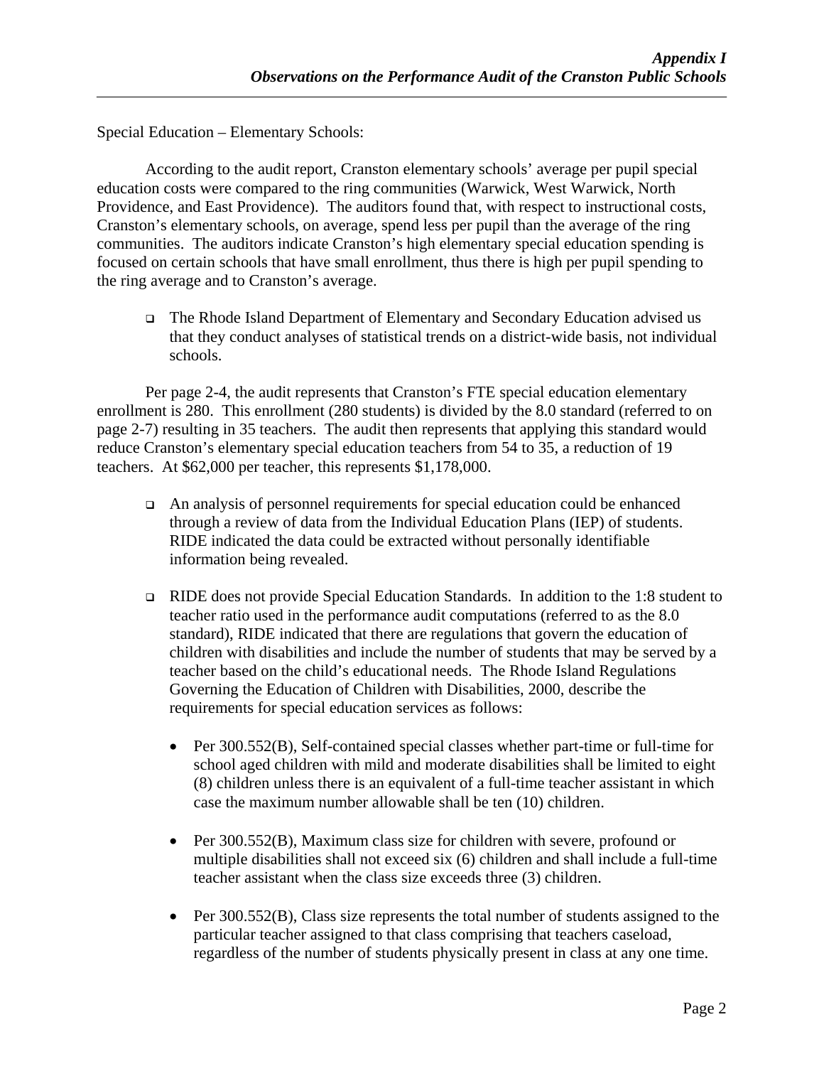Special Education – Elementary Schools:

According to the audit report, Cranston elementary schools' average per pupil special education costs were compared to the ring communities (Warwick, West Warwick, North Providence, and East Providence). The auditors found that, with respect to instructional costs, Cranston's elementary schools, on average, spend less per pupil than the average of the ring communities. The auditors indicate Cranston's high elementary special education spending is focused on certain schools that have small enrollment, thus there is high per pupil spending to the ring average and to Cranston's average.

- The Rhode Island Department of Elementary and Secondary Education advised us that they conduct analyses of statistical trends on a district-wide basis, not individual schools.

Per page 2-4, the audit represents that Cranston's FTE special education elementary enrollment is 280. This enrollment (280 students) is divided by the 8.0 standard (referred to on page 2-7) resulting in 35 teachers. The audit then represents that applying this standard would reduce Cranston's elementary special education teachers from 54 to 35, a reduction of 19 teachers. At $62,000 per teacher, this represents $1,178,000.

- An analysis of personnel requirements for special education could be enhanced through a review of data from the Individual Education Plans (IEP) of students. RIDE indicated the data could be extracted without personally identifiable information being revealed.

- RIDE does not provide Special Education Standards. In addition to the 1:8 student to teacher ratio used in the performance audit computations (referred to as the 8.0 standard), RIDE indicated that there are regulations that govern the education of children with disabilities and include the number of students that may be served by a teacher based on the child's educational needs. The Rhode Island Regulations Governing the Education of Children with Disabilities, 2000, describe the requirements for special education services as follows:

  - Per 300.552(B), Self-contained special classes whether part-time or full-time for school aged children with mild and moderate disabilities shall be limited to eight (8) children unless there is an equivalent of a full-time teacher assistant in which case the maximum number allowable shall be ten (10) children.

  - Per 300.552(B), Maximum class size for children with severe, profound or multiple disabilities shall not exceed six (6) children and shall include a full-time teacher assistant when the class size exceeds three (3) children.

  - Per 300.552(B), Class size represents the total number of students assigned to the particular teacher assigned to that class comprising that teachers caseload, regardless of the number of students physically present in class at any one time.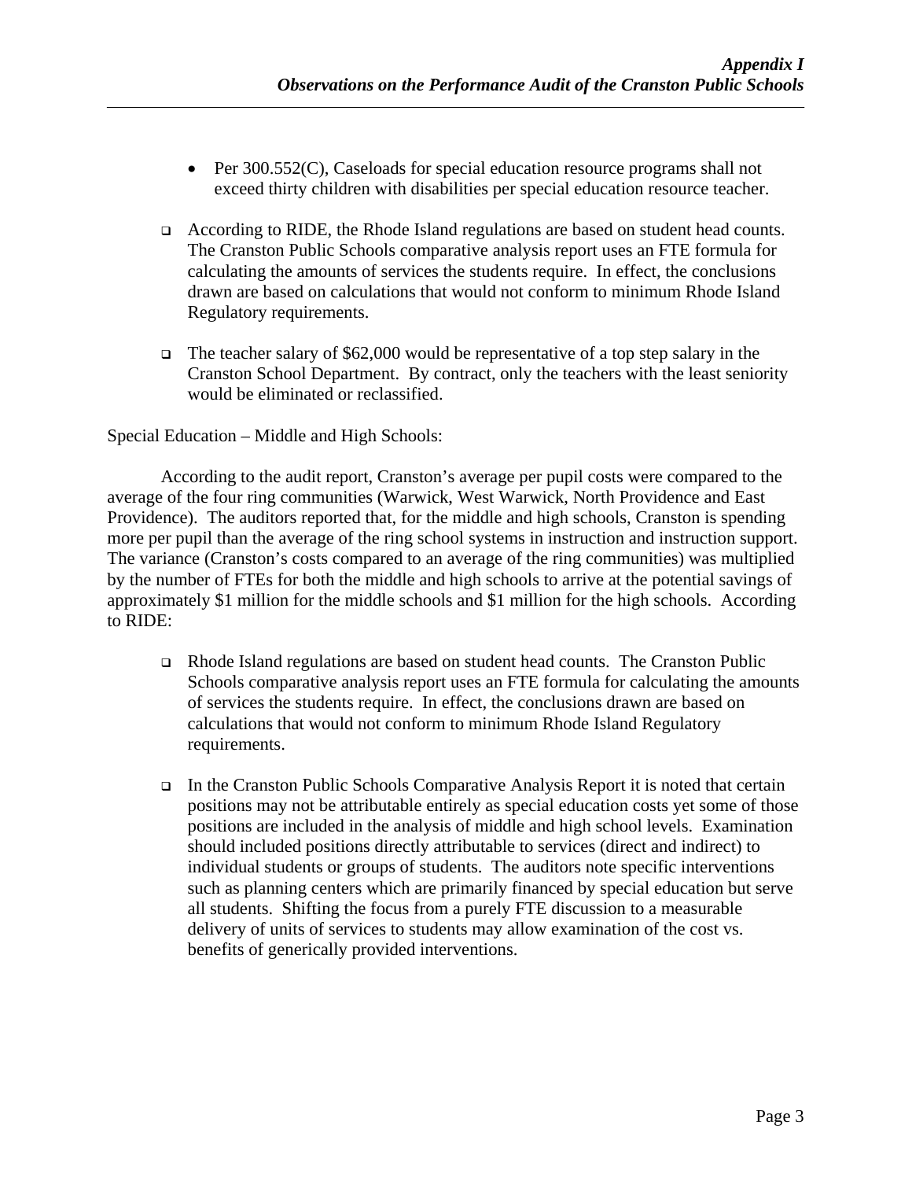- Per 300.552(C), Caseloads for special education resource programs shall not exceed thirty children with disabilities per special education resource teacher.

- According to RIDE, the Rhode Island regulations are based on student head counts. The Cranston Public Schools comparative analysis report uses an FTE formula for calculating the amounts of services the students require. In effect, the conclusions drawn are based on calculations that would not conform to minimum Rhode Island Regulatory requirements.

- The teacher salary of $62,000 would be representative of a top step salary in the Cranston School Department. By contract, only the teachers with the least seniority would be eliminated or reclassified.

Special Education – Middle and High Schools:

According to the audit report, Cranston's average per pupil costs were compared to the average of the four ring communities (Warwick, West Warwick, North Providence and East Providence). The auditors reported that, for the middle and high schools, Cranston is spending more per pupil than the average of the ring school systems in instruction and instruction support. The variance (Cranston's costs compared to an average of the ring communities) was multiplied by the number of FTEs for both the middle and high schools to arrive at the potential savings of approximately $1 million for the middle schools and $1 million for the high schools. According to RIDE:

- Rhode Island regulations are based on student head counts. The Cranston Public Schools comparative analysis report uses an FTE formula for calculating the amounts of services the students require. In effect, the conclusions drawn are based on calculations that would not conform to minimum Rhode Island Regulatory requirements.

- In the Cranston Public Schools Comparative Analysis Report it is noted that certain positions may not be attributable entirely as special education costs yet some of those positions are included in the analysis of middle and high school levels. Examination should included positions directly attributable to services (direct and indirect) to individual students or groups of students. The auditors note specific interventions such as planning centers which are primarily financed by special education but serve all students. Shifting the focus from a purely FTE discussion to a measurable delivery of units of services to students may allow examination of the cost vs. benefits of generically provided interventions.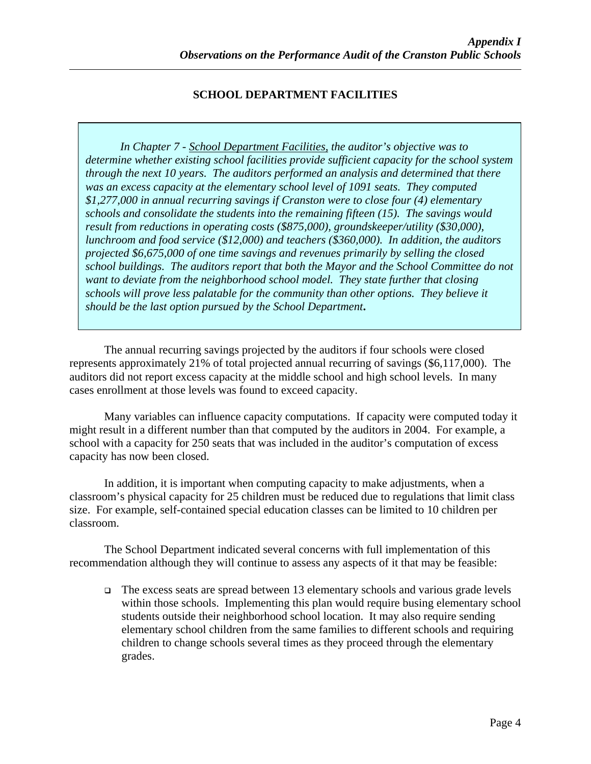## SCHOOL DEPARTMENT FACILITIES

> *In Chapter 7 - School Department Facilities, the auditor's objective was to determine whether existing school facilities provide sufficient capacity for the school system through the next 10 years. The auditors performed an analysis and determined that there was an excess capacity at the elementary school level of 1091 seats. They computed $1,277,000 in annual recurring savings if Cranston were to close four (4) elementary schools and consolidate the students into the remaining fifteen (15). The savings would result from reductions in operating costs ($875,000), groundskeeper/utility ($30,000), lunchroom and food service ($12,000) and teachers ($360,000). In addition, the auditors projected $6,675,000 of one time savings and revenues primarily by selling the closed school buildings. The auditors report that both the Mayor and the School Committee do not want to deviate from the neighborhood school model. They state further that closing schools will prove less palatable for the community than other options. They believe it should be the last option pursued by the School Department.*

The annual recurring savings projected by the auditors if four schools were closed represents approximately 21% of total projected annual recurring of savings ($6,117,000). The auditors did not report excess capacity at the middle school and high school levels. In many cases enrollment at those levels was found to exceed capacity.

Many variables can influence capacity computations. If capacity were computed today it might result in a different number than that computed by the auditors in 2004. For example, a school with a capacity for 250 seats that was included in the auditor's computation of excess capacity has now been closed.

In addition, it is important when computing capacity to make adjustments, when a classroom's physical capacity for 25 children must be reduced due to regulations that limit class size. For example, self-contained special education classes can be limited to 10 children per classroom.

The School Department indicated several concerns with full implementation of this recommendation although they will continue to assess any aspects of it that may be feasible:

- The excess seats are spread between 13 elementary schools and various grade levels within those schools. Implementing this plan would require busing elementary school students outside their neighborhood school location. It may also require sending elementary school children from the same families to different schools and requiring children to change schools several times as they proceed through the elementary grades.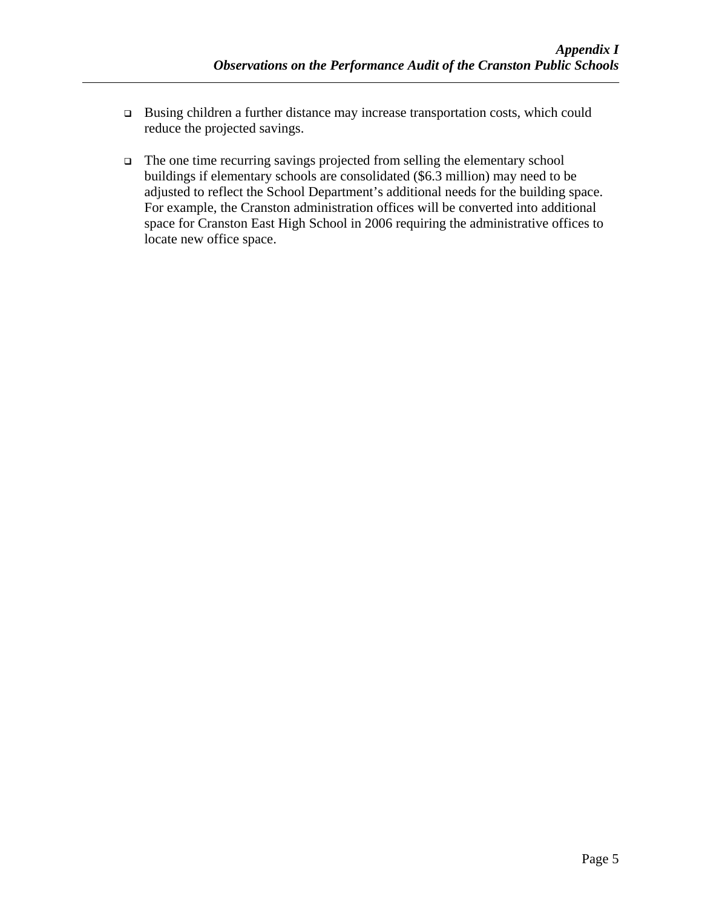- Busing children a further distance may increase transportation costs, which could reduce the projected savings.

- The one time recurring savings projected from selling the elementary school buildings if elementary schools are consolidated ($6.3 million) may need to be adjusted to reflect the School Department's additional needs for the building space. For example, the Cranston administration offices will be converted into additional space for Cranston East High School in 2006 requiring the administrative offices to locate new office space.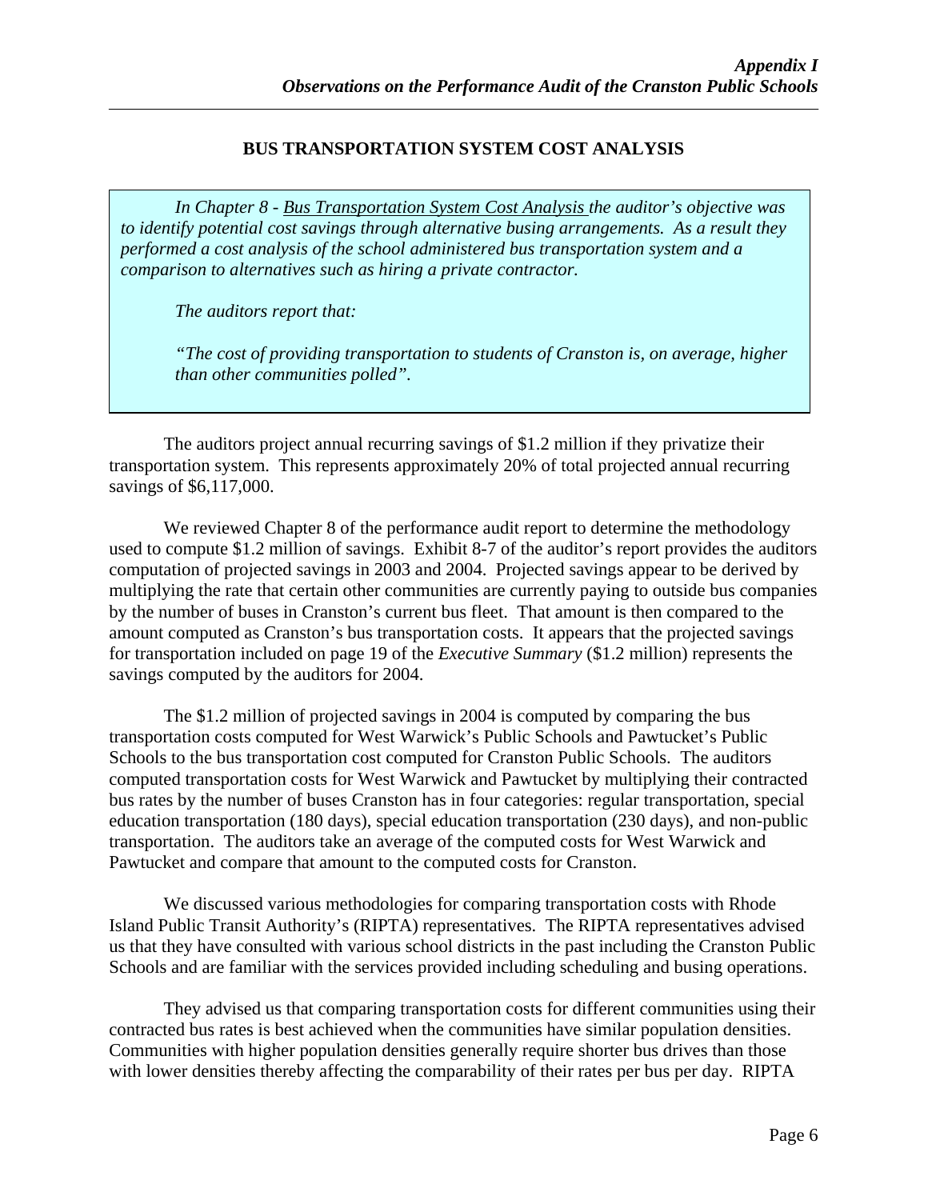## BUS TRANSPORTATION SYSTEM COST ANALYSIS

> *In Chapter 8 - Bus Transportation System Cost Analysis the auditor's objective was to identify potential cost savings through alternative busing arrangements. As a result they performed a cost analysis of the school administered bus transportation system and a comparison to alternatives such as hiring a private contractor.*
>
> *The auditors report that:*
>
> *"The cost of providing transportation to students of Cranston is, on average, higher than other communities polled".*

The auditors project annual recurring savings of $1.2 million if they privatize their transportation system. This represents approximately 20% of total projected annual recurring savings of $6,117,000.

We reviewed Chapter 8 of the performance audit report to determine the methodology used to compute $1.2 million of savings. Exhibit 8-7 of the auditor's report provides the auditors computation of projected savings in 2003 and 2004. Projected savings appear to be derived by multiplying the rate that certain other communities are currently paying to outside bus companies by the number of buses in Cranston's current bus fleet. That amount is then compared to the amount computed as Cranston's bus transportation costs. It appears that the projected savings for transportation included on page 19 of the *Executive Summary* ($1.2 million) represents the savings computed by the auditors for 2004.

The $1.2 million of projected savings in 2004 is computed by comparing the bus transportation costs computed for West Warwick's Public Schools and Pawtucket's Public Schools to the bus transportation cost computed for Cranston Public Schools. The auditors computed transportation costs for West Warwick and Pawtucket by multiplying their contracted bus rates by the number of buses Cranston has in four categories: regular transportation, special education transportation (180 days), special education transportation (230 days), and non-public transportation. The auditors take an average of the computed costs for West Warwick and Pawtucket and compare that amount to the computed costs for Cranston.

We discussed various methodologies for comparing transportation costs with Rhode Island Public Transit Authority's (RIPTA) representatives. The RIPTA representatives advised us that they have consulted with various school districts in the past including the Cranston Public Schools and are familiar with the services provided including scheduling and busing operations.

They advised us that comparing transportation costs for different communities using their contracted bus rates is best achieved when the communities have similar population densities. Communities with higher population densities generally require shorter bus drives than those with lower densities thereby affecting the comparability of their rates per bus per day. RIPTA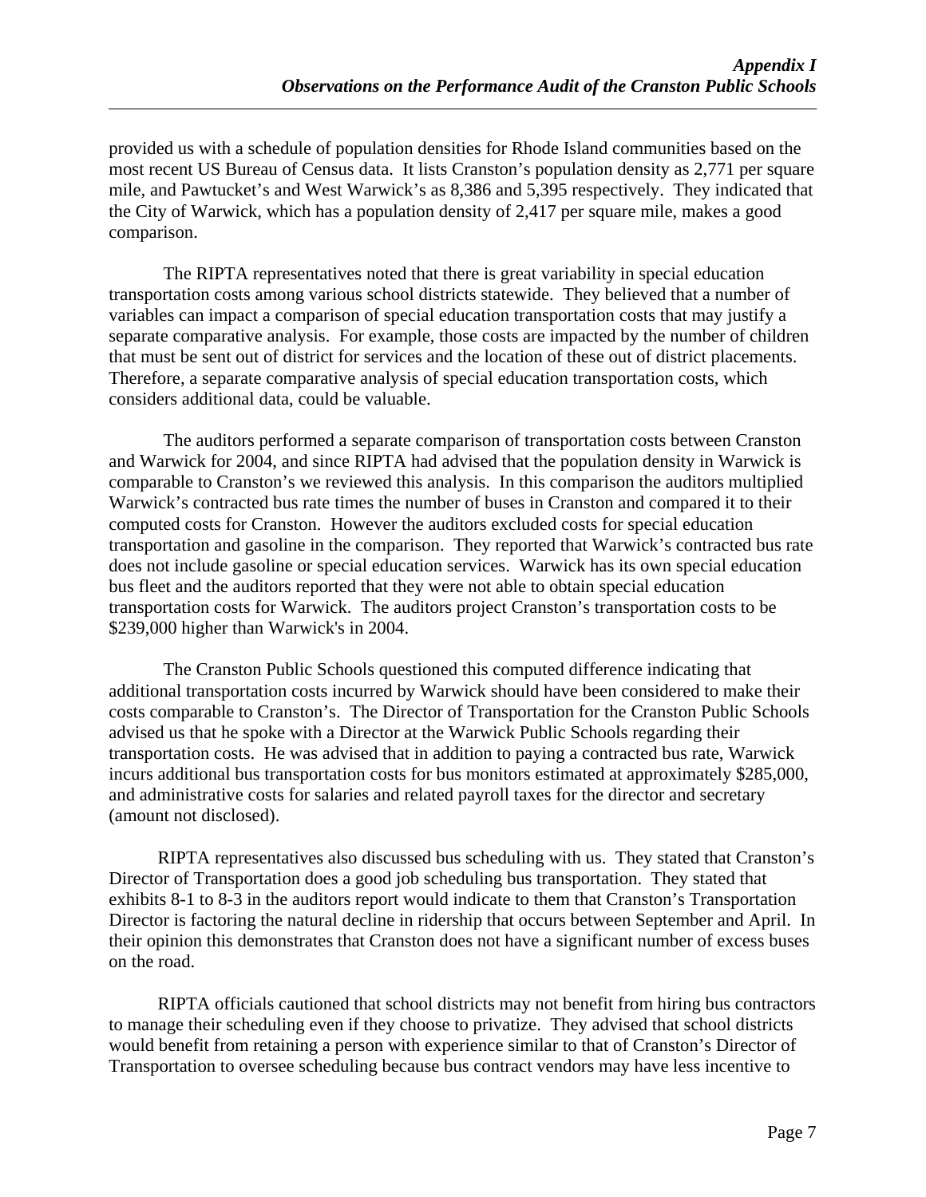provided us with a schedule of population densities for Rhode Island communities based on the most recent US Bureau of Census data. It lists Cranston's population density as 2,771 per square mile, and Pawtucket's and West Warwick's as 8,386 and 5,395 respectively. They indicated that the City of Warwick, which has a population density of 2,417 per square mile, makes a good comparison.

The RIPTA representatives noted that there is great variability in special education transportation costs among various school districts statewide. They believed that a number of variables can impact a comparison of special education transportation costs that may justify a separate comparative analysis. For example, those costs are impacted by the number of children that must be sent out of district for services and the location of these out of district placements. Therefore, a separate comparative analysis of special education transportation costs, which considers additional data, could be valuable.

The auditors performed a separate comparison of transportation costs between Cranston and Warwick for 2004, and since RIPTA had advised that the population density in Warwick is comparable to Cranston's we reviewed this analysis. In this comparison the auditors multiplied Warwick's contracted bus rate times the number of buses in Cranston and compared it to their computed costs for Cranston. However the auditors excluded costs for special education transportation and gasoline in the comparison. They reported that Warwick's contracted bus rate does not include gasoline or special education services. Warwick has its own special education bus fleet and the auditors reported that they were not able to obtain special education transportation costs for Warwick. The auditors project Cranston's transportation costs to be $239,000 higher than Warwick's in 2004.

The Cranston Public Schools questioned this computed difference indicating that additional transportation costs incurred by Warwick should have been considered to make their costs comparable to Cranston's. The Director of Transportation for the Cranston Public Schools advised us that he spoke with a Director at the Warwick Public Schools regarding their transportation costs. He was advised that in addition to paying a contracted bus rate, Warwick incurs additional bus transportation costs for bus monitors estimated at approximately $285,000, and administrative costs for salaries and related payroll taxes for the director and secretary (amount not disclosed).

RIPTA representatives also discussed bus scheduling with us. They stated that Cranston's Director of Transportation does a good job scheduling bus transportation. They stated that exhibits 8-1 to 8-3 in the auditors report would indicate to them that Cranston's Transportation Director is factoring the natural decline in ridership that occurs between September and April. In their opinion this demonstrates that Cranston does not have a significant number of excess buses on the road.

RIPTA officials cautioned that school districts may not benefit from hiring bus contractors to manage their scheduling even if they choose to privatize. They advised that school districts would benefit from retaining a person with experience similar to that of Cranston's Director of Transportation to oversee scheduling because bus contract vendors may have less incentive to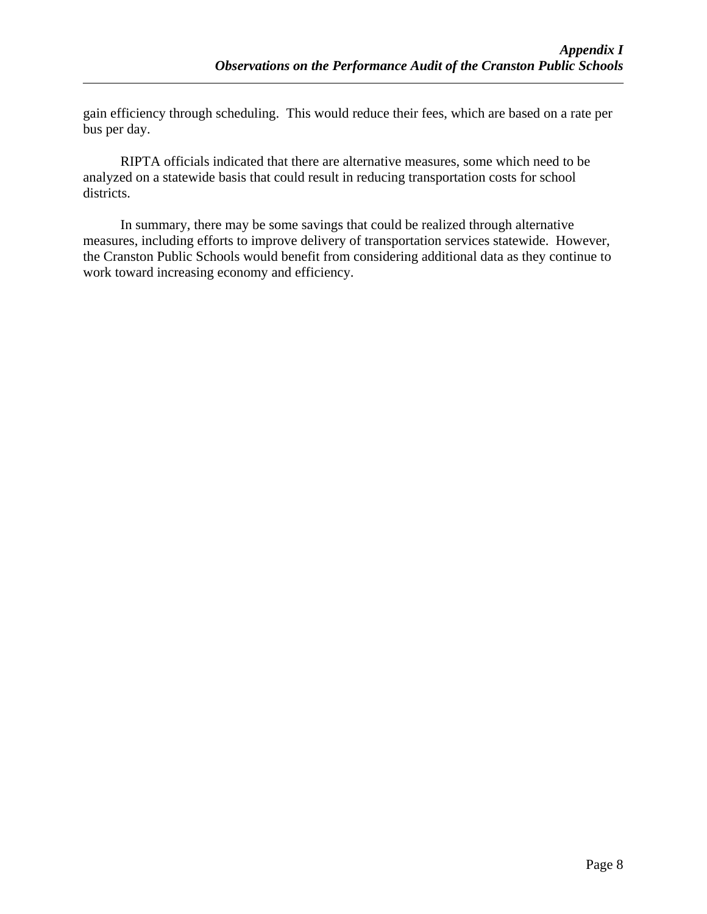gain efficiency through scheduling. This would reduce their fees, which are based on a rate per bus per day.

RIPTA officials indicated that there are alternative measures, some which need to be analyzed on a statewide basis that could result in reducing transportation costs for school districts.

In summary, there may be some savings that could be realized through alternative measures, including efforts to improve delivery of transportation services statewide. However, the Cranston Public Schools would benefit from considering additional data as they continue to work toward increasing economy and efficiency.